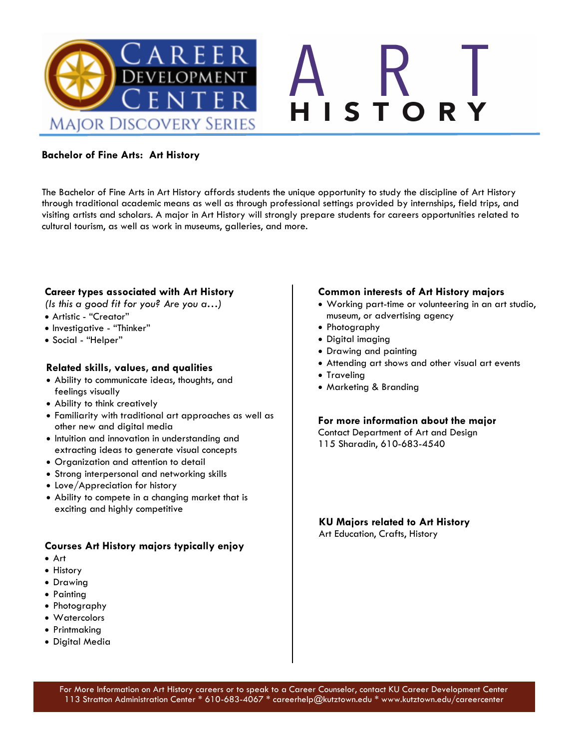# ART HISTORY

Career Development Center — Major Discovery Series

**Bachelor of Fine Arts: Art History**

The Bachelor of Fine Arts in Art History affords students the unique opportunity to study the discipline of Art History through traditional academic means as well as through professional settings provided by internships, field trips, and visiting artists and scholars. A major in Art History will strongly prepare students for careers opportunities related to cultural tourism, as well as work in museums, galleries, and more.

### Career types associated with Art History

*(Is this a good fit for you? Are you a…)*

- Artistic - "Creator"
- Investigative - "Thinker"
- Social - "Helper"

### Related skills, values, and qualities

- Ability to communicate ideas, thoughts, and feelings visually
- Ability to think creatively
- Familiarity with traditional art approaches as well as other new and digital media
- Intuition and innovation in understanding and extracting ideas to generate visual concepts
- Organization and attention to detail
- Strong interpersonal and networking skills
- Love/Appreciation for history
- Ability to compete in a changing market that is exciting and highly competitive

### Courses Art History majors typically enjoy

- Art
- History
- Drawing
- Painting
- Photography
- Watercolors
- Printmaking
- Digital Media

### Common interests of Art History majors

- Working part-time or volunteering in an art studio, museum, or advertising agency
- Photography
- Digital imaging
- Drawing and painting
- Attending art shows and other visual art events
- Traveling
- Marketing & Branding

### For more information about the major

Contact Department of Art and Design
115 Sharadin, 610-683-4540

### KU Majors related to Art History

Art Education, Crafts, History

For More Information on Art History careers or to speak to a Career Counselor, contact KU Career Development Center
113 Stratton Administration Center * 610-683-4067 * careerhelp@kutztown.edu * www.kutztown.edu/careercenter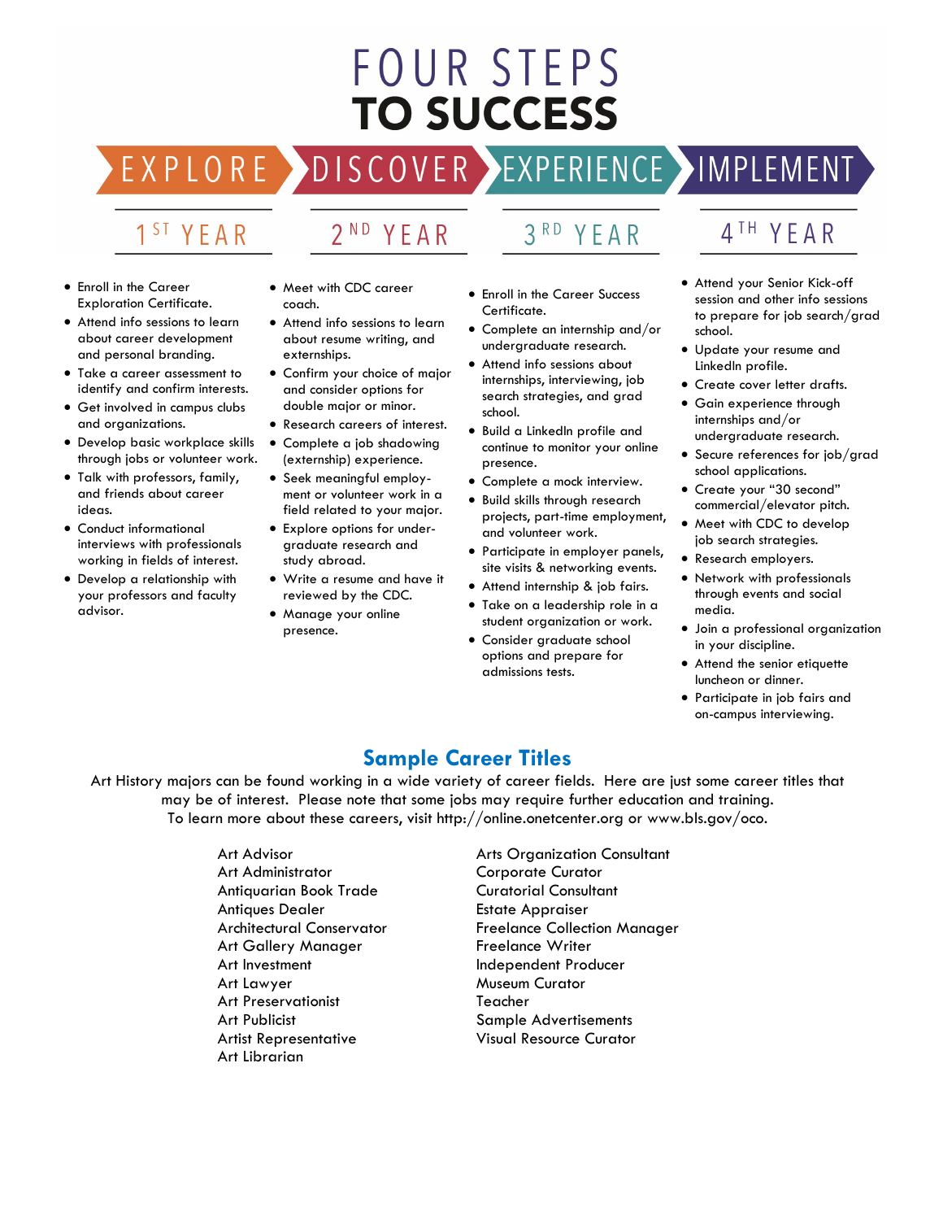# FOUR STEPS TO SUCCESS

## EXPLORE — 1ST YEAR

- Enroll in the Career Exploration Certificate.
- Attend info sessions to learn about career development and personal branding.
- Take a career assessment to identify and confirm interests.
- Get involved in campus clubs and organizations.
- Develop basic workplace skills through jobs or volunteer work.
- Talk with professors, family, and friends about career ideas.
- Conduct informational interviews with professionals working in fields of interest.
- Develop a relationship with your professors and faculty advisor.

## DISCOVER — 2ND YEAR

- Meet with CDC career coach.
- Attend info sessions to learn about resume writing, and externships.
- Confirm your choice of major and consider options for double major or minor.
- Research careers of interest.
- Complete a job shadowing (externship) experience.
- Seek meaningful employment or volunteer work in a field related to your major.
- Explore options for undergraduate research and study abroad.
- Write a resume and have it reviewed by the CDC.
- Manage your online presence.

## EXPERIENCE — 3RD YEAR

- Enroll in the Career Success Certificate.
- Complete an internship and/or undergraduate research.
- Attend info sessions about internships, interviewing, job search strategies, and grad school.
- Build a LinkedIn profile and continue to monitor your online presence.
- Complete a mock interview.
- Build skills through research projects, part-time employment, and volunteer work.
- Participate in employer panels, site visits & networking events.
- Attend internship & job fairs.
- Take on a leadership role in a student organization or work.
- Consider graduate school options and prepare for admissions tests.

## IMPLEMENT — 4TH YEAR

- Attend your Senior Kick-off session and other info sessions to prepare for job search/grad school.
- Update your resume and LinkedIn profile.
- Create cover letter drafts.
- Gain experience through internships and/or undergraduate research.
- Secure references for job/grad school applications.
- Create your "30 second" commercial/elevator pitch.
- Meet with CDC to develop job search strategies.
- Research employers.
- Network with professionals through events and social media.
- Join a professional organization in your discipline.
- Attend the senior etiquette luncheon or dinner.
- Participate in job fairs and on-campus interviewing.

## Sample Career Titles

Art History majors can be found working in a wide variety of career fields. Here are just some career titles that may be of interest. Please note that some jobs may require further education and training. To learn more about these careers, visit http://online.onetcenter.org or www.bls.gov/oco.

- Art Advisor
- Art Administrator
- Antiquarian Book Trade
- Antiques Dealer
- Architectural Conservator
- Art Gallery Manager
- Art Investment
- Art Lawyer
- Art Preservationist
- Art Publicist
- Artist Representative
- Art Librarian
- Arts Organization Consultant
- Corporate Curator
- Curatorial Consultant
- Estate Appraiser
- Freelance Collection Manager
- Freelance Writer
- Independent Producer
- Museum Curator
- Teacher
- Sample Advertisements
- Visual Resource Curator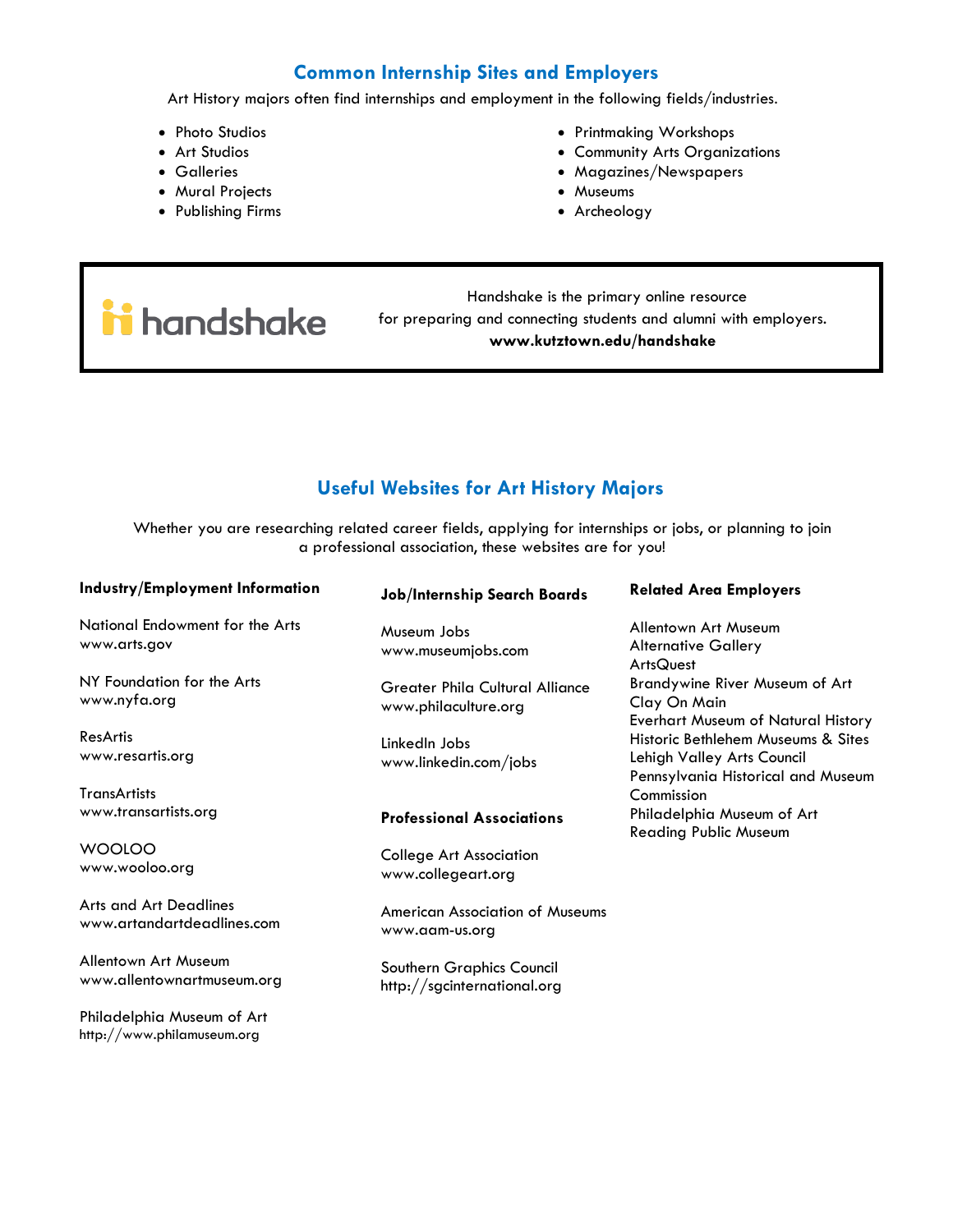## Common Internship Sites and Employers

Art History majors often find internships and employment in the following fields/industries.

- Photo Studios
- Art Studios
- Galleries
- Mural Projects
- Publishing Firms
- Printmaking Workshops
- Community Arts Organizations
- Magazines/Newspapers
- Museums
- Archeology

handshake

Handshake is the primary online resource for preparing and connecting students and alumni with employers.
**www.kutztown.edu/handshake**

## Useful Websites for Art History Majors

Whether you are researching related career fields, applying for internships or jobs, or planning to join a professional association, these websites are for you!

**Industry/Employment Information**

National Endowment for the Arts
www.arts.gov

NY Foundation for the Arts
www.nyfa.org

ResArtis
www.resartis.org

TransArtists
www.transartists.org

WOOLOO
www.wooloo.org

Arts and Art Deadlines
www.artandartdeadlines.com

Allentown Art Museum
www.allentownartmuseum.org

Philadelphia Museum of Art
http://www.philamuseum.org

**Job/Internship Search Boards**

Museum Jobs
www.museumjobs.com

Greater Phila Cultural Alliance
www.philaculture.org

LinkedIn Jobs
www.linkedin.com/jobs

**Professional Associations**

College Art Association
www.collegeart.org

American Association of Museums
www.aam-us.org

Southern Graphics Council
http://sgcinternational.org

**Related Area Employers**

Allentown Art Museum
Alternative Gallery
ArtsQuest
Brandywine River Museum of Art
Clay On Main
Everhart Museum of Natural History
Historic Bethlehem Museums & Sites
Lehigh Valley Arts Council
Pennsylvania Historical and Museum Commission
Philadelphia Museum of Art
Reading Public Museum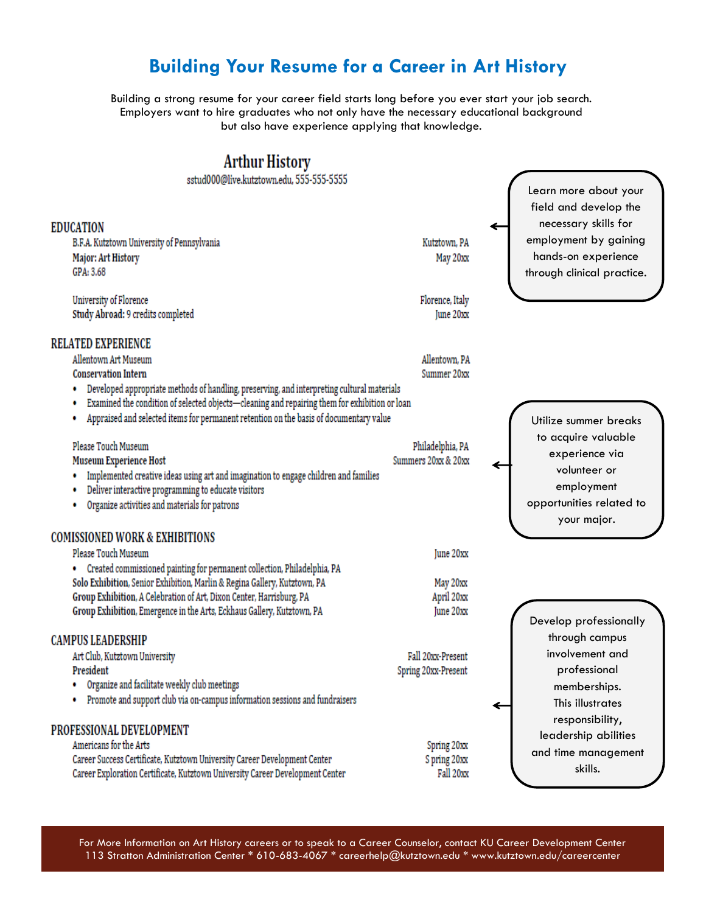# Building Your Resume for a Career in Art History

Building a strong resume for your career field starts long before you ever start your job search. Employers want to hire graduates who not only have the necessary educational background but also have experience applying that knowledge.

## Arthur History

sstud000@live.kutztown.edu, 555-555-5555

### EDUCATION

B.F.A. Kutztown University of Pennsylvania — Kutztown, PA
**Major: Art History** — May 20xx
GPA: 3.68

University of Florence — Florence, Italy
**Study Abroad:** 9 credits completed — June 20xx

### RELATED EXPERIENCE

Allentown Art Museum — Allentown, PA
**Conservation Intern** — Summer 20xx

- Developed appropriate methods of handling, preserving, and interpreting cultural materials
- Examined the condition of selected objects—cleaning and repairing them for exhibition or loan
- Appraised and selected items for permanent retention on the basis of documentary value

Please Touch Museum — Philadelphia, PA
**Museum Experience Host** — Summers 20xx & 20xx

- Implemented creative ideas using art and imagination to engage children and families
- Deliver interactive programming to educate visitors
- Organize activities and materials for patrons

### COMISSIONED WORK & EXHIBITIONS

Please Touch Museum — June 20xx

- Created commissioned painting for permanent collection, Philadelphia, PA

**Solo Exhibition**, Senior Exhibition, Marlin & Regina Gallery, Kutztown, PA — May 20xx
**Group Exhibition**, A Celebration of Art, Dixon Center, Harrisburg, PA — April 20xx
**Group Exhibition**, Emergence in the Arts, Eckhaus Gallery, Kutztown, PA — June 20xx

### CAMPUS LEADERSHIP

Art Club, Kutztown University — Fall 20xx-Present
**President** — Spring 20xx-Present

- Organize and facilitate weekly club meetings
- Promote and support club via on-campus information sessions and fundraisers

### PROFESSIONAL DEVELOPMENT

Americans for the Arts — Spring 20xx
Career Success Certificate, Kutztown University Career Development Center — Spring 20xx
Career Exploration Certificate, Kutztown University Career Development Center — Fall 20xx

---

Learn more about your field and develop the necessary skills for employment by gaining hands-on experience through clinical practice.

Utilize summer breaks to acquire valuable experience via volunteer or employment opportunities related to your major.

Develop professionally through campus involvement and professional memberships. This illustrates responsibility, leadership abilities and time management skills.

---

For More Information on Art History careers or to speak to a Career Counselor, contact KU Career Development Center
113 Stratton Administration Center * 610-683-4067 * careerhelp@kutztown.edu * www.kutztown.edu/careercenter